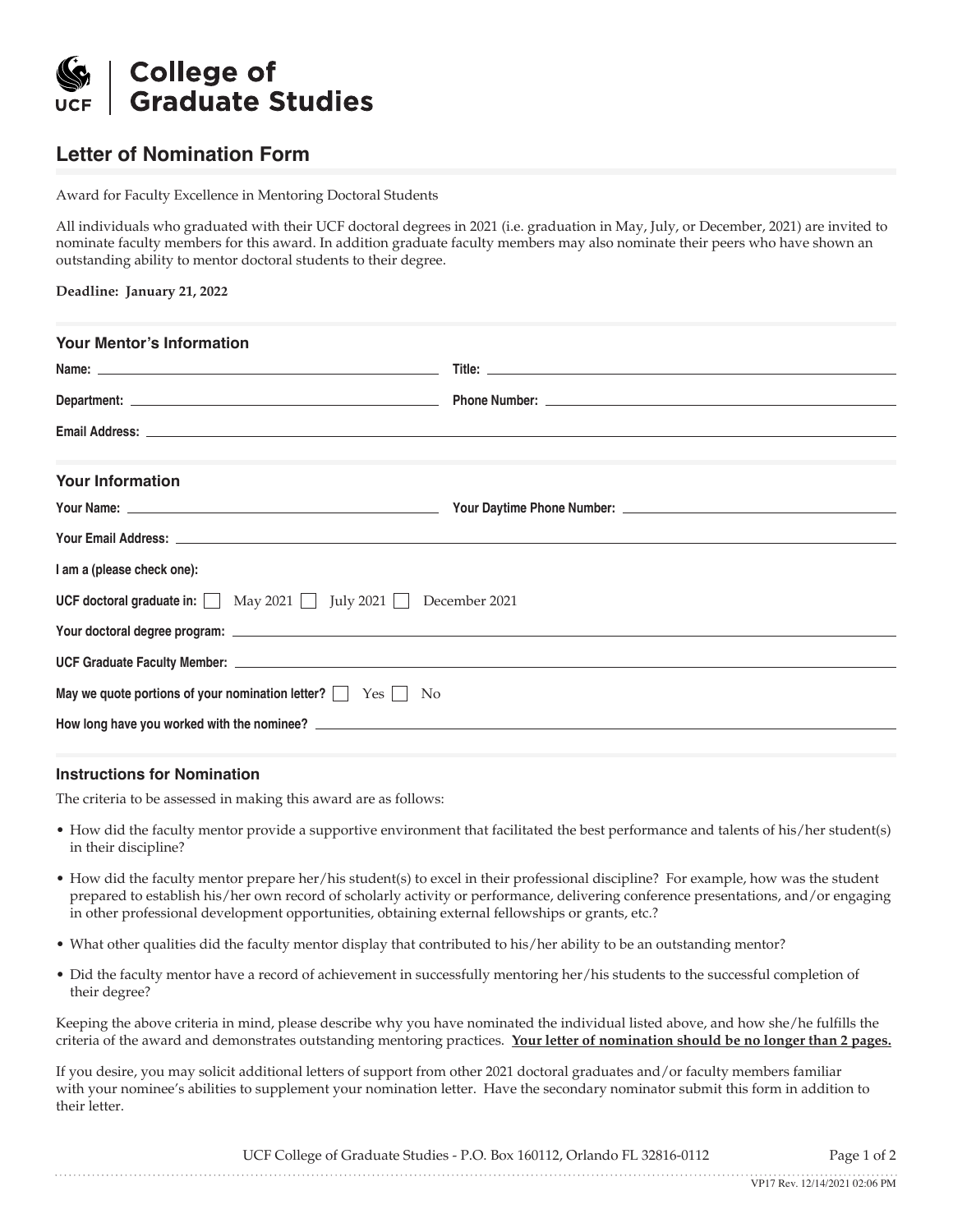# College of Graduate Studies

## Letter of Nomination Form

Award for Faculty Excellence in Mentoring Doctoral Students

All individuals who graduated with their UCF doctoral degrees in 2021 (i.e. graduation in May, July, or December, 2021) are invited to nominate faculty members for this award. In addition graduate faculty members may also nominate their peers who have shown an outstanding ability to mentor doctoral students to their degree.

**Deadline: January 21, 2022**

### Your Mentor's Information

**Name:** ______________________ **Title:** ______________________

**Department:** ______________________ **Phone Number:** ______________________

**Email Address:** ______________________

### Your Information

**Your Name:** ______________________ **Your Daytime Phone Number:** ______________________

**Your Email Address:** ______________________

**I am a (please check one):**

**UCF doctoral graduate in:** ☐ May 2021 ☐ July 2021 ☐ December 2021

**Your doctoral degree program:** ______________________

**UCF Graduate Faculty Member:** ______________________

**May we quote portions of your nomination letter?** ☐ Yes ☐ No

**How long have you worked with the nominee?** ______________________

### Instructions for Nomination

The criteria to be assessed in making this award are as follows:

- How did the faculty mentor provide a supportive environment that facilitated the best performance and talents of his/her student(s) in their discipline?
- How did the faculty mentor prepare her/his student(s) to excel in their professional discipline? For example, how was the student prepared to establish his/her own record of scholarly activity or performance, delivering conference presentations, and/or engaging in other professional development opportunities, obtaining external fellowships or grants, etc.?
- What other qualities did the faculty mentor display that contributed to his/her ability to be an outstanding mentor?
- Did the faculty mentor have a record of achievement in successfully mentoring her/his students to the successful completion of their degree?

Keeping the above criteria in mind, please describe why you have nominated the individual listed above, and how she/he fulfills the criteria of the award and demonstrates outstanding mentoring practices. **Your letter of nomination should be no longer than 2 pages.**

If you desire, you may solicit additional letters of support from other 2021 doctoral graduates and/or faculty members familiar with your nominee's abilities to supplement your nomination letter. Have the secondary nominator submit this form in addition to their letter.

UCF College of Graduate Studies - P.O. Box 160112, Orlando FL 32816-0112

VP17 Rev. 12/14/2021 02:06 PM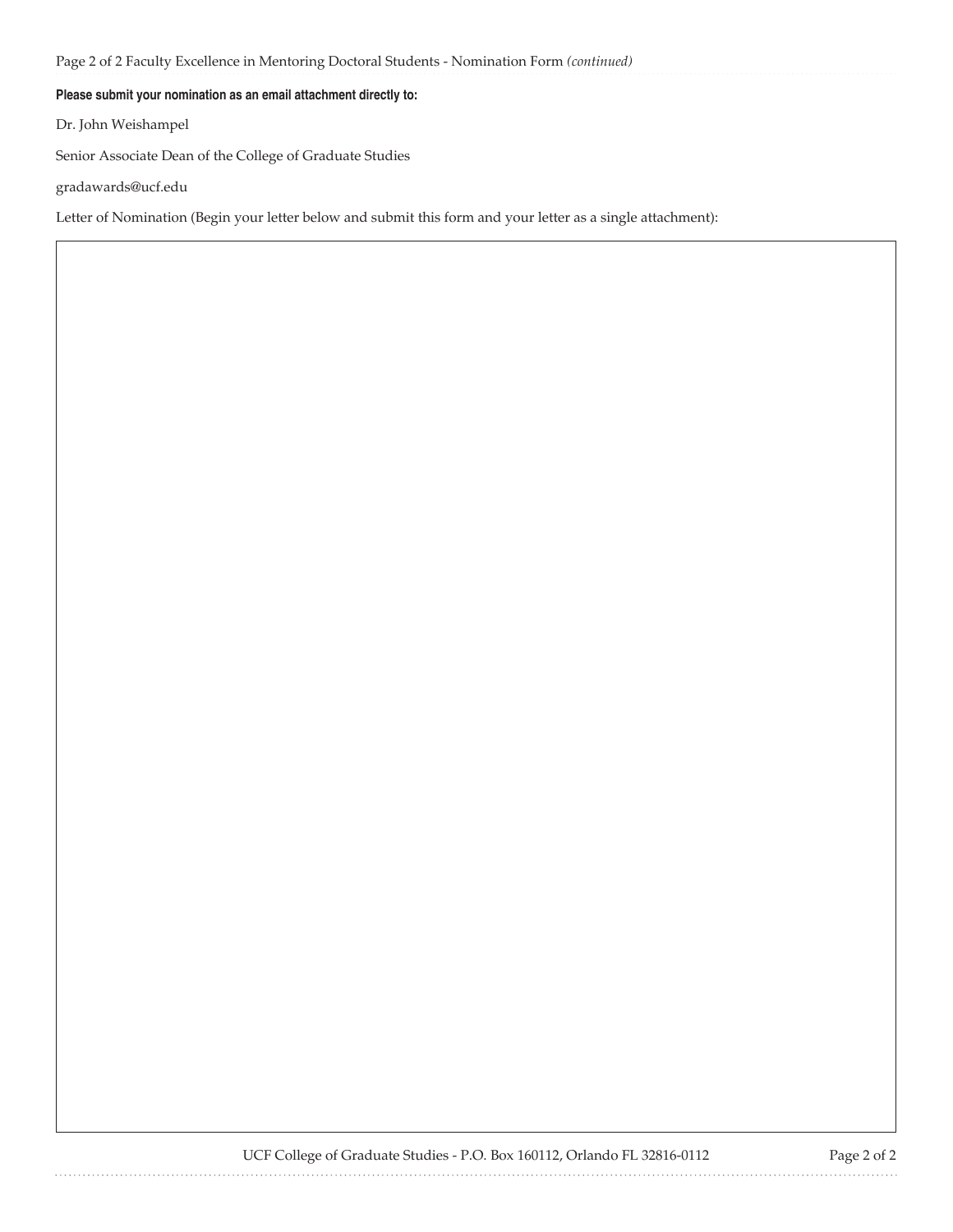**Please submit your nomination as an email attachment directly to:**

Dr. John Weishampel

Senior Associate Dean of the College of Graduate Studies

gradawards@ucf.edu

Letter of Nomination (Begin your letter below and submit this form and your letter as a single attachment):

UCF College of Graduate Studies - P.O. Box 160112, Orlando FL 32816-0112